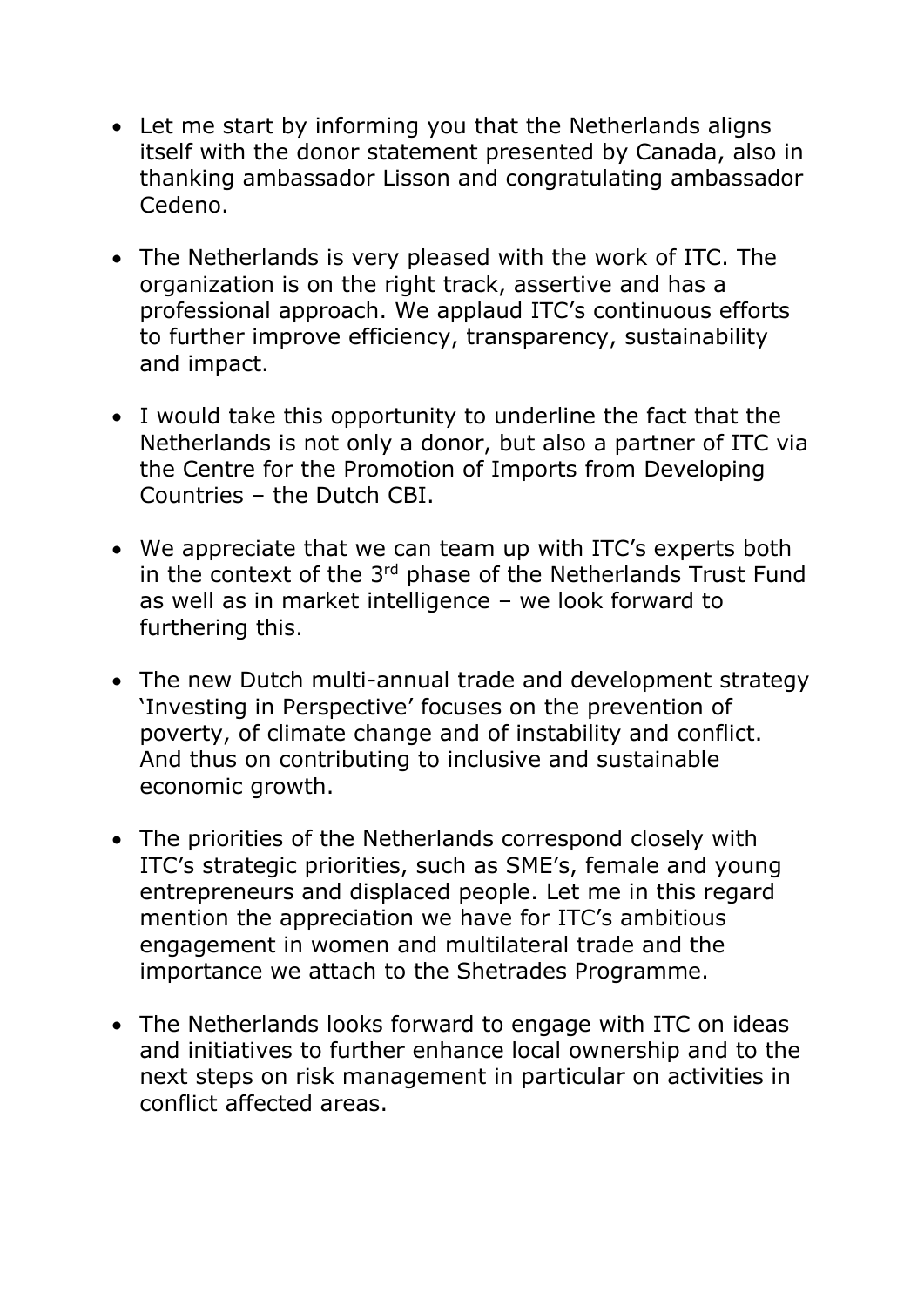- Let me start by informing you that the Netherlands aligns itself with the donor statement presented by Canada, also in thanking ambassador Lisson and congratulating ambassador Cedeno.

- The Netherlands is very pleased with the work of ITC. The organization is on the right track, assertive and has a professional approach. We applaud ITC's continuous efforts to further improve efficiency, transparency, sustainability and impact.

- I would take this opportunity to underline the fact that the Netherlands is not only a donor, but also a partner of ITC via the Centre for the Promotion of Imports from Developing Countries – the Dutch CBI.

- We appreciate that we can team up with ITC's experts both in the context of the 3rd phase of the Netherlands Trust Fund as well as in market intelligence – we look forward to furthering this.

- The new Dutch multi-annual trade and development strategy 'Investing in Perspective' focuses on the prevention of poverty, of climate change and of instability and conflict. And thus on contributing to inclusive and sustainable economic growth.

- The priorities of the Netherlands correspond closely with ITC's strategic priorities, such as SME's, female and young entrepreneurs and displaced people. Let me in this regard mention the appreciation we have for ITC's ambitious engagement in women and multilateral trade and the importance we attach to the Shetrades Programme.

- The Netherlands looks forward to engage with ITC on ideas and initiatives to further enhance local ownership and to the next steps on risk management in particular on activities in conflict affected areas.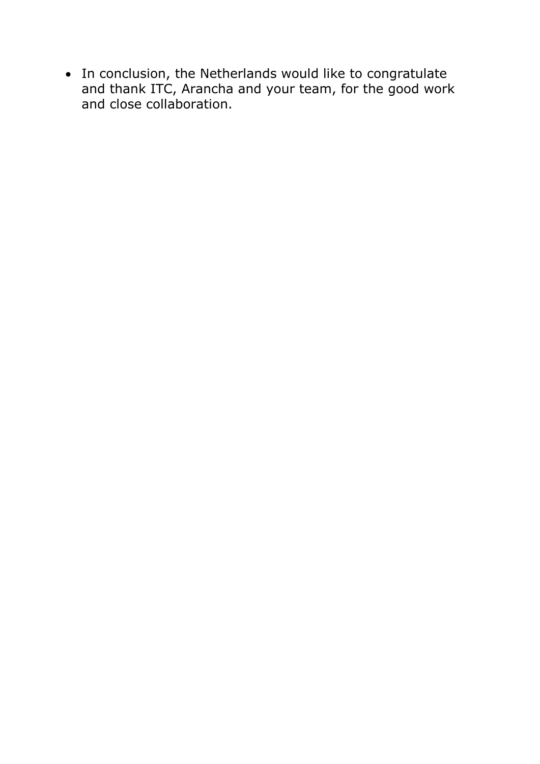- In conclusion, the Netherlands would like to congratulate and thank ITC, Arancha and your team, for the good work and close collaboration.